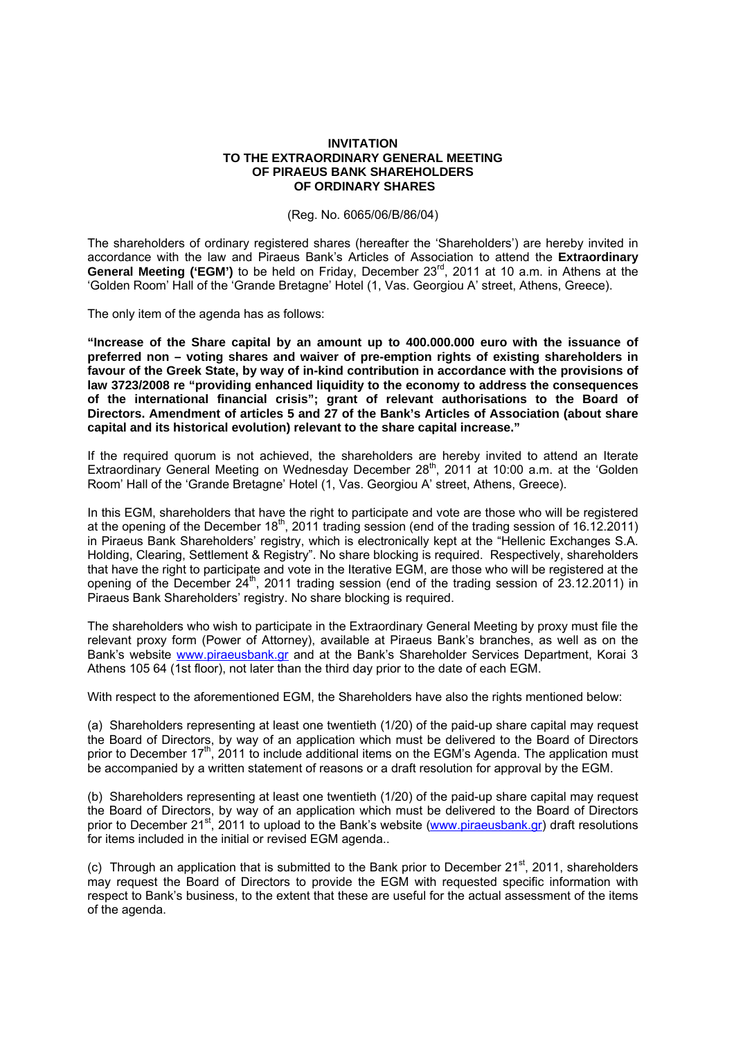# INVITATION
# TO THE EXTRAORDINARY GENERAL MEETING
# OF PIRAEUS BANK SHAREHOLDERS
# OF ORDINARY SHARES

(Reg. No. 6065/06/B/86/04)

The shareholders of ordinary registered shares (hereafter the 'Shareholders') are hereby invited in accordance with the law and Piraeus Bank's Articles of Association to attend the **Extraordinary General Meeting ('EGM')** to be held on Friday, December 23rd, 2011 at 10 a.m. in Athens at the 'Golden Room' Hall of the 'Grande Bretagne' Hotel (1, Vas. Georgiou A' street, Athens, Greece).

The only item of the agenda has as follows:

**"Increase of the Share capital by an amount up to 400.000.000 euro with the issuance of preferred non – voting shares and waiver of pre-emption rights of existing shareholders in favour of the Greek State, by way of in-kind contribution in accordance with the provisions of law 3723/2008 re "providing enhanced liquidity to the economy to address the consequences of the international financial crisis"; grant of relevant authorisations to the Board of Directors. Amendment of articles 5 and 27 of the Bank's Articles of Association (about share capital and its historical evolution) relevant to the share capital increase."**

If the required quorum is not achieved, the shareholders are hereby invited to attend an Iterate Extraordinary General Meeting on Wednesday December 28th, 2011 at 10:00 a.m. at the 'Golden Room' Hall of the 'Grande Bretagne' Hotel (1, Vas. Georgiou A' street, Athens, Greece).

In this EGM, shareholders that have the right to participate and vote are those who will be registered at the opening of the December 18th, 2011 trading session (end of the trading session of 16.12.2011) in Piraeus Bank Shareholders' registry, which is electronically kept at the "Hellenic Exchanges S.A. Holding, Clearing, Settlement & Registry". No share blocking is required. Respectively, shareholders that have the right to participate and vote in the Iterative EGM, are those who will be registered at the opening of the December 24th, 2011 trading session (end of the trading session of 23.12.2011) in Piraeus Bank Shareholders' registry. No share blocking is required.

The shareholders who wish to participate in the Extraordinary General Meeting by proxy must file the relevant proxy form (Power of Attorney), available at Piraeus Bank's branches, as well as on the Bank's website www.piraeusbank.gr and at the Bank's Shareholder Services Department, Korai 3 Athens 105 64 (1st floor), not later than the third day prior to the date of each EGM.

With respect to the aforementioned EGM, the Shareholders have also the rights mentioned below:

(a) Shareholders representing at least one twentieth (1/20) of the paid-up share capital may request the Board of Directors, by way of an application which must be delivered to the Board of Directors prior to December 17th, 2011 to include additional items on the EGM's Agenda. The application must be accompanied by a written statement of reasons or a draft resolution for approval by the EGM.

(b) Shareholders representing at least one twentieth (1/20) of the paid-up share capital may request the Board of Directors, by way of an application which must be delivered to the Board of Directors prior to December 21st, 2011 to upload to the Bank's website (www.piraeusbank.gr) draft resolutions for items included in the initial or revised EGM agenda..

(c) Through an application that is submitted to the Bank prior to December 21st, 2011, shareholders may request the Board of Directors to provide the EGM with requested specific information with respect to Bank's business, to the extent that these are useful for the actual assessment of the items of the agenda.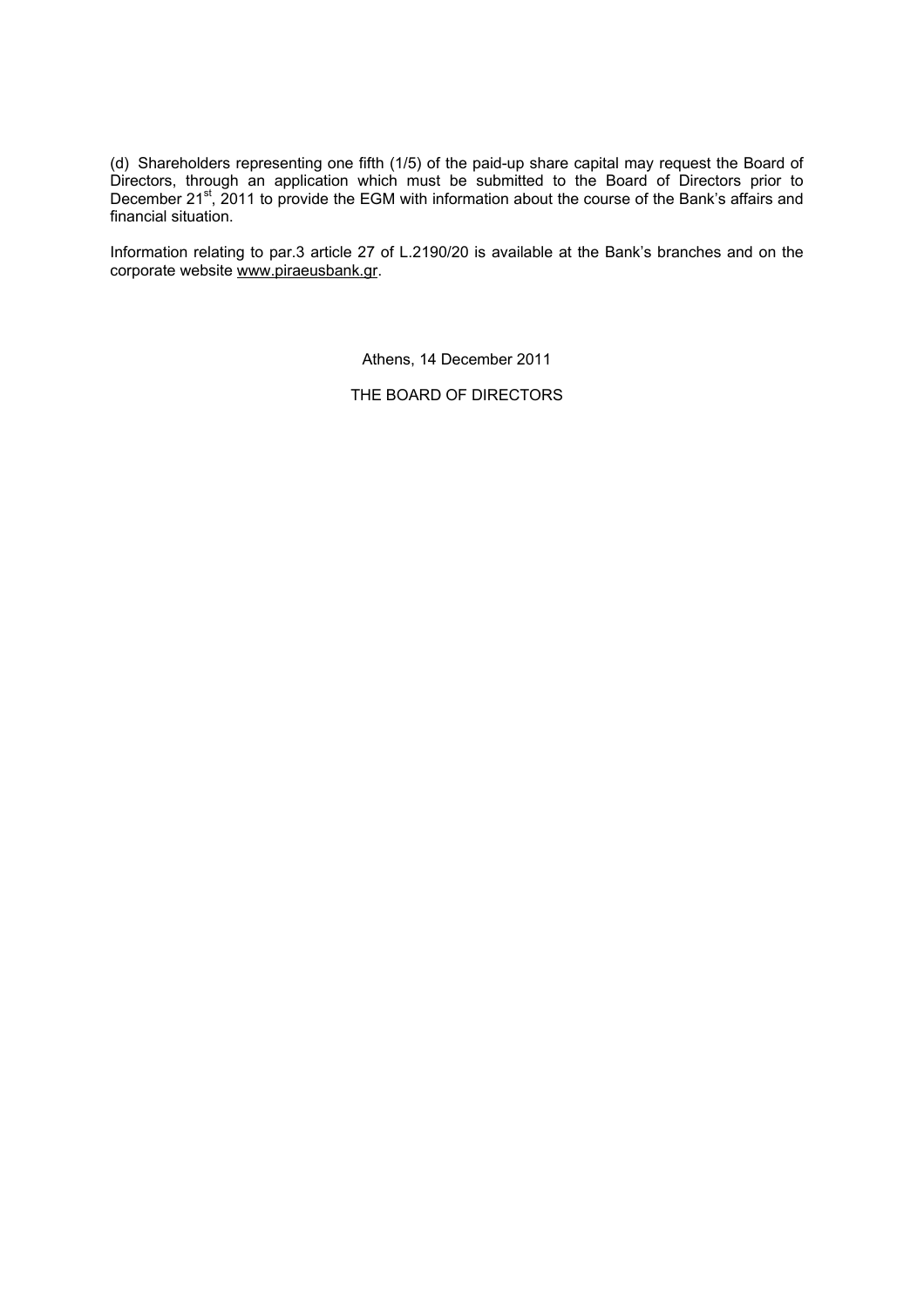(d) Shareholders representing one fifth (1/5) of the paid-up share capital may request the Board of Directors, through an application which must be submitted to the Board of Directors prior to December 21st, 2011 to provide the EGM with information about the course of the Bank's affairs and financial situation.

Information relating to par.3 article 27 of L.2190/20 is available at the Bank's branches and on the corporate website www.piraeusbank.gr.

Athens, 14 December 2011

THE BOARD OF DIRECTORS